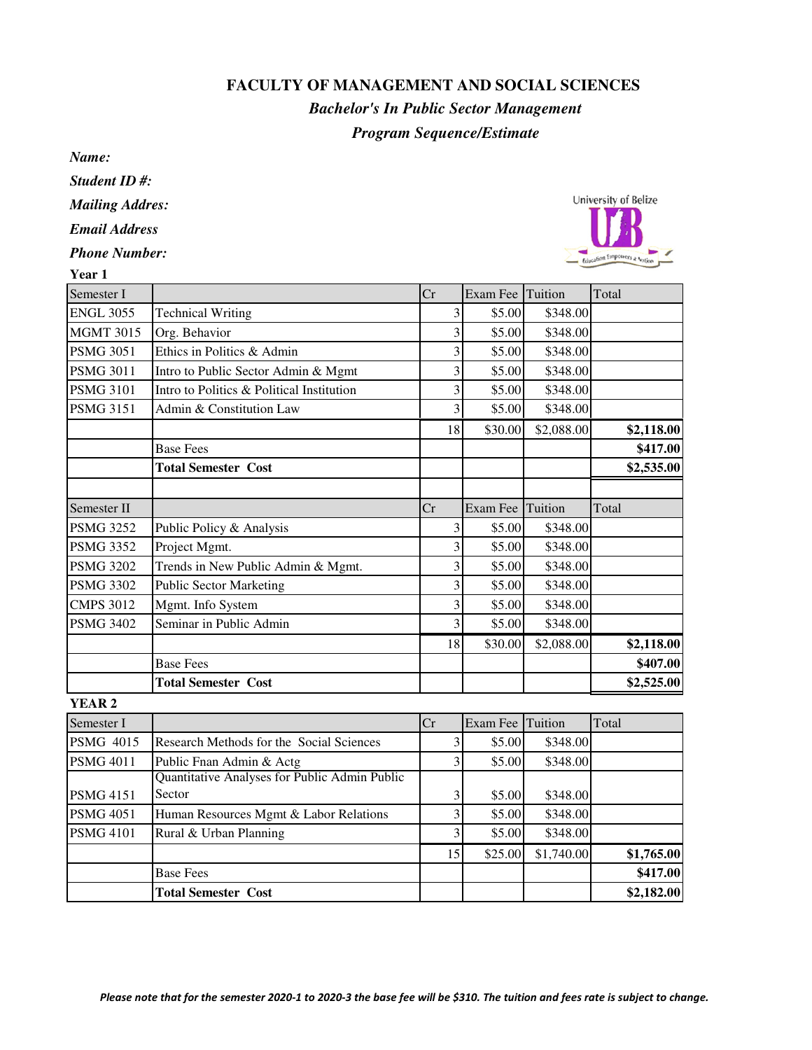# FACULTY OF MANAGEMENT AND SOCIAL SCIENCES

## *Bachelor's In Public Sector Management*

## *Program Sequence/Estimate*

***Name:***

***Student ID #:***

***Mailing Addres:***

***Email Address***

***Phone Number:***

**Year 1**

| Semester I | | Cr | Exam Fee | Tuition | Total |
|---|---|---|---|---|---|
| ENGL 3055 | Technical Writing | 3 | $5.00 | $348.00 | |
| MGMT 3015 | Org. Behavior | 3 | $5.00 | $348.00 | |
| PSMG 3051 | Ethics in Politics & Admin | 3 | $5.00 | $348.00 | |
| PSMG 3011 | Intro to Public Sector Admin & Mgmt | 3 | $5.00 | $348.00 | |
| PSMG 3101 | Intro to Politics & Political Institution | 3 | $5.00 | $348.00 | |
| PSMG 3151 | Admin & Constitution Law | 3 | $5.00 | $348.00 | |
| | | 18 | $30.00 | $2,088.00 | **$2,118.00** |
| | Base Fees | | | | **$417.00** |
| | **Total Semester Cost** | | | | **$2,535.00** |

| Semester II | | Cr | Exam Fee | Tuition | Total |
|---|---|---|---|---|---|
| PSMG 3252 | Public Policy & Analysis | 3 | $5.00 | $348.00 | |
| PSMG 3352 | Project Mgmt. | 3 | $5.00 | $348.00 | |
| PSMG 3202 | Trends in New Public Admin & Mgmt. | 3 | $5.00 | $348.00 | |
| PSMG 3302 | Public Sector Marketing | 3 | $5.00 | $348.00 | |
| CMPS 3012 | Mgmt. Info System | 3 | $5.00 | $348.00 | |
| PSMG 3402 | Seminar in Public Admin | 3 | $5.00 | $348.00 | |
| | | 18 | $30.00 | $2,088.00 | **$2,118.00** |
| | Base Fees | | | | **$407.00** |
| | **Total Semester Cost** | | | | **$2,525.00** |

**YEAR 2**

| Semester I | | Cr | Exam Fee | Tuition | Total |
|---|---|---|---|---|---|
| PSMG 4015 | Research Methods for the Social Sciences | 3 | $5.00 | $348.00 | |
| PSMG 4011 | Public Fnan Admin & Actg | 3 | $5.00 | $348.00 | |
| PSMG 4151 | Quantitative Analyses for Public Admin Public Sector | 3 | $5.00 | $348.00 | |
| PSMG 4051 | Human Resources Mgmt & Labor Relations | 3 | $5.00 | $348.00 | |
| PSMG 4101 | Rural & Urban Planning | 3 | $5.00 | $348.00 | |
| | | 15 | $25.00 | $1,740.00 | **$1,765.00** |
| | Base Fees | | | | **$417.00** |
| | **Total Semester Cost** | | | | **$2,182.00** |

***Please note that for the semester 2020-1 to 2020-3 the base fee will be $310. The tuition and fees rate is subject to change.***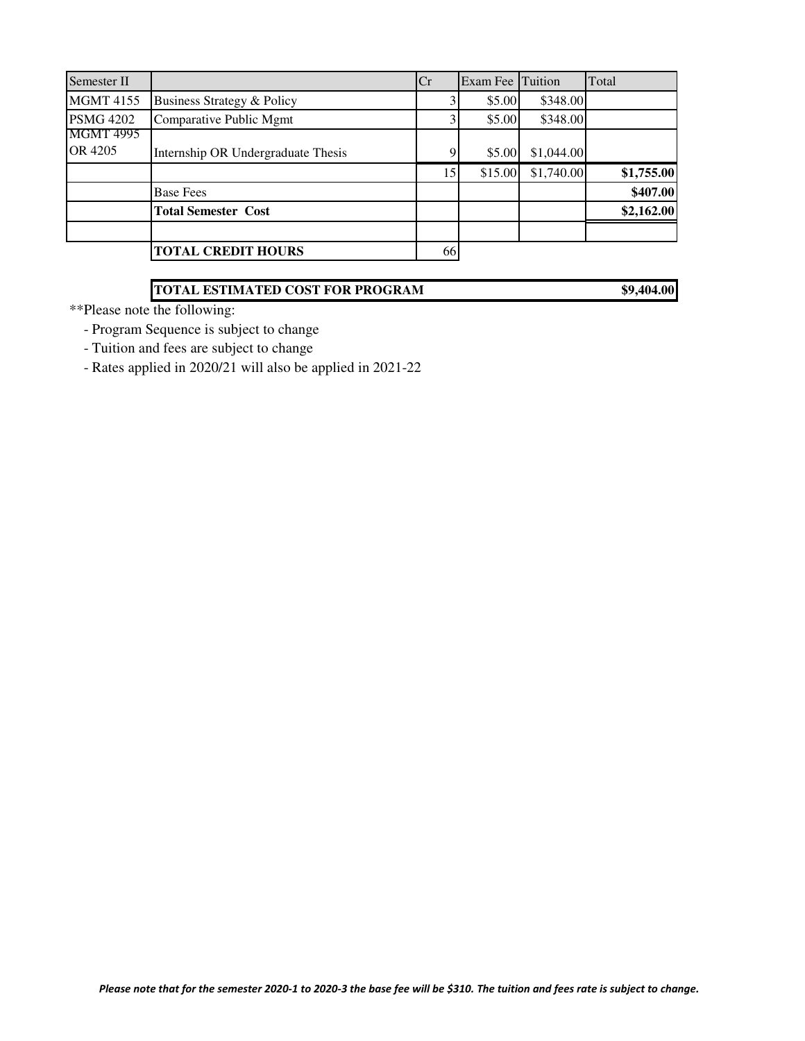| Semester II | | Cr | Exam Fee | Tuition | Total |
|---|---|---|---|---|---|
| MGMT 4155 | Business Strategy & Policy | 3 | $5.00 | $348.00 | |
| PSMG 4202 | Comparative Public Mgmt | 3 | $5.00 | $348.00 | |
| MGMT 4995 OR 4205 | Internship OR Undergraduate Thesis | 9 | $5.00 | $1,044.00 | |
| | | 15 | $15.00 | $1,740.00 | **$1,755.00** |
| | Base Fees | | | | **$407.00** |
| | **Total Semester Cost** | | | | **$2,162.00** |
| | | | | | |
| | **TOTAL CREDIT HOURS** | 66 | | | |

| | |
|---|---|
| **TOTAL ESTIMATED COST FOR PROGRAM** | **$9,404.00** |

**Please note the following:

- Program Sequence is subject to change
- Tuition and fees are subject to change
- Rates applied in 2020/21 will also be applied in 2021-22

***Please note that for the semester 2020-1 to 2020-3 the base fee will be $310. The tuition and fees rate is subject to change.***